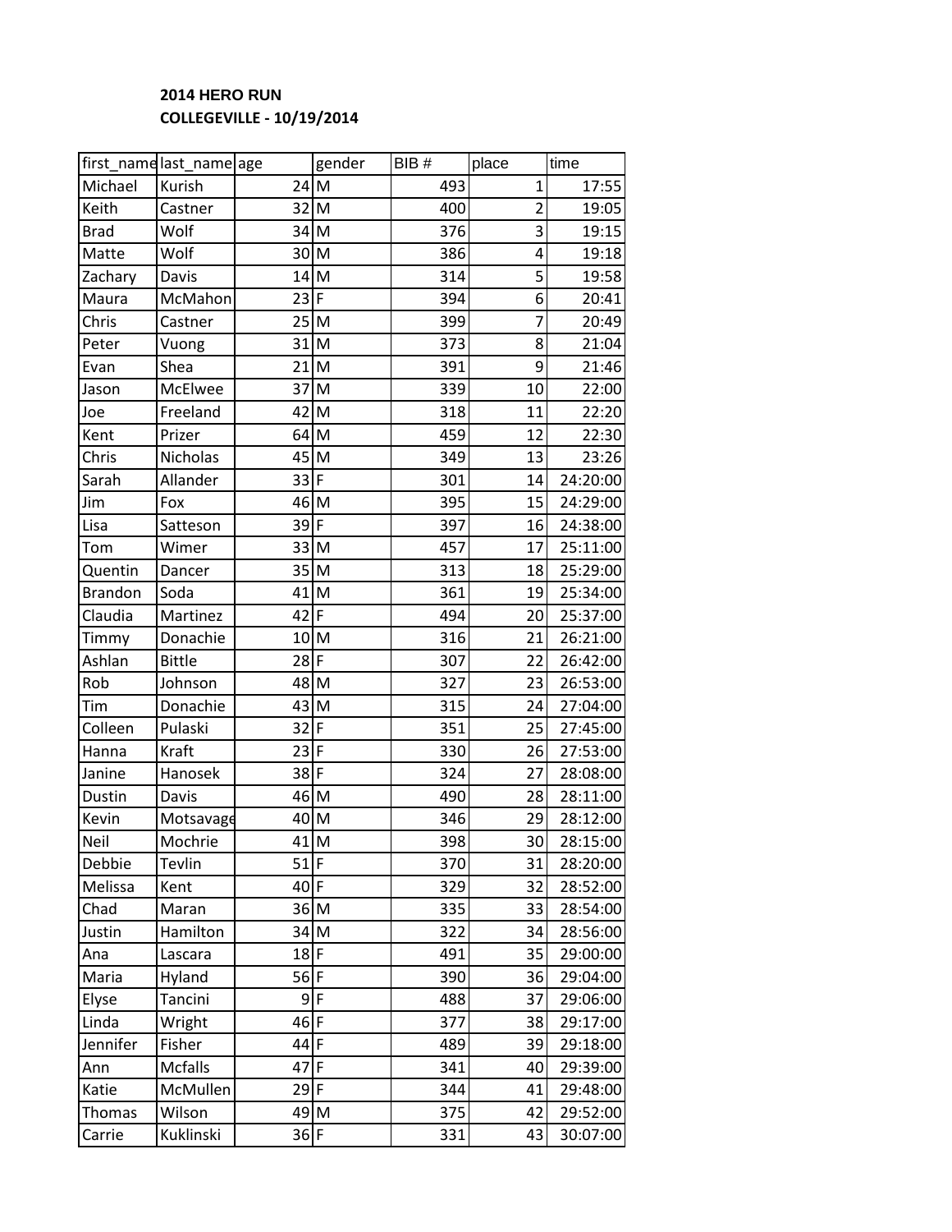**2014 HERO RUN**

**COLLEGEVILLE - 10/19/2014**

| first_name | last_name | age | gender | BIB # | place | time |
|---|---|---|---|---|---|---|
| Michael | Kurish | 24 | M | 493 | 1 | 17:55 |
| Keith | Castner | 32 | M | 400 | 2 | 19:05 |
| Brad | Wolf | 34 | M | 376 | 3 | 19:15 |
| Matte | Wolf | 30 | M | 386 | 4 | 19:18 |
| Zachary | Davis | 14 | M | 314 | 5 | 19:58 |
| Maura | McMahon | 23 | F | 394 | 6 | 20:41 |
| Chris | Castner | 25 | M | 399 | 7 | 20:49 |
| Peter | Vuong | 31 | M | 373 | 8 | 21:04 |
| Evan | Shea | 21 | M | 391 | 9 | 21:46 |
| Jason | McElwee | 37 | M | 339 | 10 | 22:00 |
| Joe | Freeland | 42 | M | 318 | 11 | 22:20 |
| Kent | Prizer | 64 | M | 459 | 12 | 22:30 |
| Chris | Nicholas | 45 | M | 349 | 13 | 23:26 |
| Sarah | Allander | 33 | F | 301 | 14 | 24:20:00 |
| Jim | Fox | 46 | M | 395 | 15 | 24:29:00 |
| Lisa | Satteson | 39 | F | 397 | 16 | 24:38:00 |
| Tom | Wimer | 33 | M | 457 | 17 | 25:11:00 |
| Quentin | Dancer | 35 | M | 313 | 18 | 25:29:00 |
| Brandon | Soda | 41 | M | 361 | 19 | 25:34:00 |
| Claudia | Martinez | 42 | F | 494 | 20 | 25:37:00 |
| Timmy | Donachie | 10 | M | 316 | 21 | 26:21:00 |
| Ashlan | Bittle | 28 | F | 307 | 22 | 26:42:00 |
| Rob | Johnson | 48 | M | 327 | 23 | 26:53:00 |
| Tim | Donachie | 43 | M | 315 | 24 | 27:04:00 |
| Colleen | Pulaski | 32 | F | 351 | 25 | 27:45:00 |
| Hanna | Kraft | 23 | F | 330 | 26 | 27:53:00 |
| Janine | Hanosek | 38 | F | 324 | 27 | 28:08:00 |
| Dustin | Davis | 46 | M | 490 | 28 | 28:11:00 |
| Kevin | Motsavage | 40 | M | 346 | 29 | 28:12:00 |
| Neil | Mochrie | 41 | M | 398 | 30 | 28:15:00 |
| Debbie | Tevlin | 51 | F | 370 | 31 | 28:20:00 |
| Melissa | Kent | 40 | F | 329 | 32 | 28:52:00 |
| Chad | Maran | 36 | M | 335 | 33 | 28:54:00 |
| Justin | Hamilton | 34 | M | 322 | 34 | 28:56:00 |
| Ana | Lascara | 18 | F | 491 | 35 | 29:00:00 |
| Maria | Hyland | 56 | F | 390 | 36 | 29:04:00 |
| Elyse | Tancini | 9 | F | 488 | 37 | 29:06:00 |
| Linda | Wright | 46 | F | 377 | 38 | 29:17:00 |
| Jennifer | Fisher | 44 | F | 489 | 39 | 29:18:00 |
| Ann | Mcfalls | 47 | F | 341 | 40 | 29:39:00 |
| Katie | McMullen | 29 | F | 344 | 41 | 29:48:00 |
| Thomas | Wilson | 49 | M | 375 | 42 | 29:52:00 |
| Carrie | Kuklinski | 36 | F | 331 | 43 | 30:07:00 |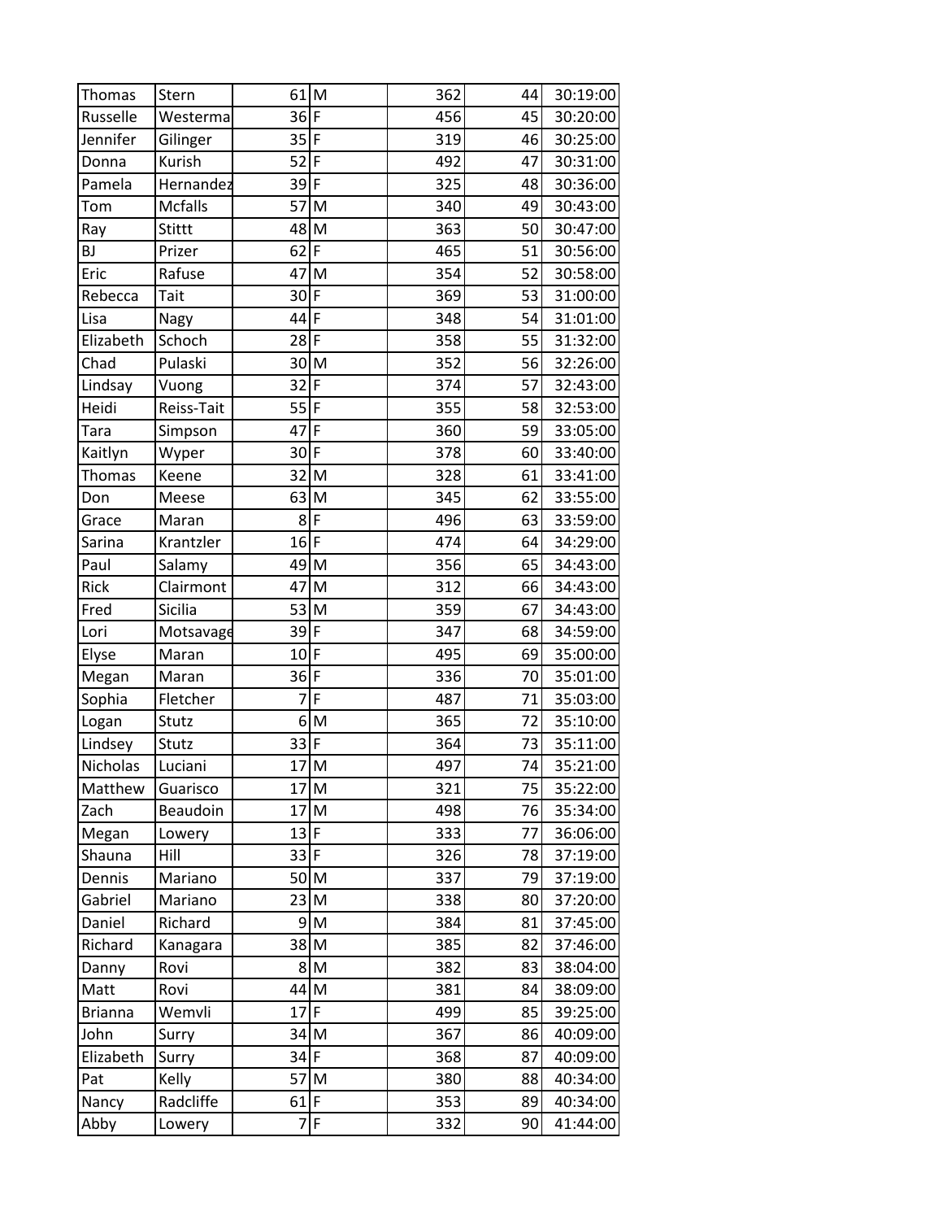| Thomas | Stern | 61 | M | 362 | 44 | 30:19:00 |
|---|---|---|---|---|---|---|
| Russelle | Westerma | 36 | F | 456 | 45 | 30:20:00 |
| Jennifer | Gilinger | 35 | F | 319 | 46 | 30:25:00 |
| Donna | Kurish | 52 | F | 492 | 47 | 30:31:00 |
| Pamela | Hernandez | 39 | F | 325 | 48 | 30:36:00 |
| Tom | Mcfalls | 57 | M | 340 | 49 | 30:43:00 |
| Ray | Stittt | 48 | M | 363 | 50 | 30:47:00 |
| BJ | Prizer | 62 | F | 465 | 51 | 30:56:00 |
| Eric | Rafuse | 47 | M | 354 | 52 | 30:58:00 |
| Rebecca | Tait | 30 | F | 369 | 53 | 31:00:00 |
| Lisa | Nagy | 44 | F | 348 | 54 | 31:01:00 |
| Elizabeth | Schoch | 28 | F | 358 | 55 | 31:32:00 |
| Chad | Pulaski | 30 | M | 352 | 56 | 32:26:00 |
| Lindsay | Vuong | 32 | F | 374 | 57 | 32:43:00 |
| Heidi | Reiss-Tait | 55 | F | 355 | 58 | 32:53:00 |
| Tara | Simpson | 47 | F | 360 | 59 | 33:05:00 |
| Kaitlyn | Wyper | 30 | F | 378 | 60 | 33:40:00 |
| Thomas | Keene | 32 | M | 328 | 61 | 33:41:00 |
| Don | Meese | 63 | M | 345 | 62 | 33:55:00 |
| Grace | Maran | 8 | F | 496 | 63 | 33:59:00 |
| Sarina | Krantzler | 16 | F | 474 | 64 | 34:29:00 |
| Paul | Salamy | 49 | M | 356 | 65 | 34:43:00 |
| Rick | Clairmont | 47 | M | 312 | 66 | 34:43:00 |
| Fred | Sicilia | 53 | M | 359 | 67 | 34:43:00 |
| Lori | Motsavage | 39 | F | 347 | 68 | 34:59:00 |
| Elyse | Maran | 10 | F | 495 | 69 | 35:00:00 |
| Megan | Maran | 36 | F | 336 | 70 | 35:01:00 |
| Sophia | Fletcher | 7 | F | 487 | 71 | 35:03:00 |
| Logan | Stutz | 6 | M | 365 | 72 | 35:10:00 |
| Lindsey | Stutz | 33 | F | 364 | 73 | 35:11:00 |
| Nicholas | Luciani | 17 | M | 497 | 74 | 35:21:00 |
| Matthew | Guarisco | 17 | M | 321 | 75 | 35:22:00 |
| Zach | Beaudoin | 17 | M | 498 | 76 | 35:34:00 |
| Megan | Lowery | 13 | F | 333 | 77 | 36:06:00 |
| Shauna | Hill | 33 | F | 326 | 78 | 37:19:00 |
| Dennis | Mariano | 50 | M | 337 | 79 | 37:19:00 |
| Gabriel | Mariano | 23 | M | 338 | 80 | 37:20:00 |
| Daniel | Richard | 9 | M | 384 | 81 | 37:45:00 |
| Richard | Kanagara | 38 | M | 385 | 82 | 37:46:00 |
| Danny | Rovi | 8 | M | 382 | 83 | 38:04:00 |
| Matt | Rovi | 44 | M | 381 | 84 | 38:09:00 |
| Brianna | Wemvli | 17 | F | 499 | 85 | 39:25:00 |
| John | Surry | 34 | M | 367 | 86 | 40:09:00 |
| Elizabeth | Surry | 34 | F | 368 | 87 | 40:09:00 |
| Pat | Kelly | 57 | M | 380 | 88 | 40:34:00 |
| Nancy | Radcliffe | 61 | F | 353 | 89 | 40:34:00 |
| Abby | Lowery | 7 | F | 332 | 90 | 41:44:00 |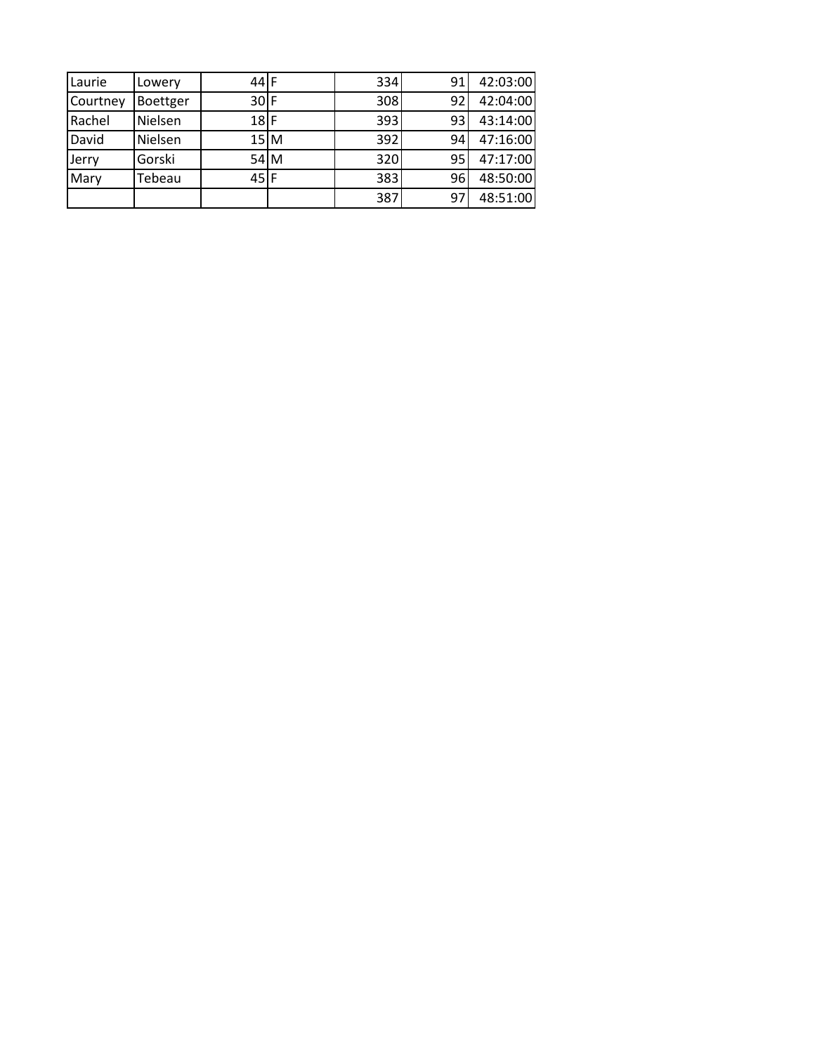| | | | | | | |
|---|---|---|---|---|---|---|
| Laurie | Lowery | 44 | F | 334 | 91 | 42:03:00 |
| Courtney | Boettger | 30 | F | 308 | 92 | 42:04:00 |
| Rachel | Nielsen | 18 | F | 393 | 93 | 43:14:00 |
| David | Nielsen | 15 | M | 392 | 94 | 47:16:00 |
| Jerry | Gorski | 54 | M | 320 | 95 | 47:17:00 |
| Mary | Tebeau | 45 | F | 383 | 96 | 48:50:00 |
| | | | | 387 | 97 | 48:51:00 |